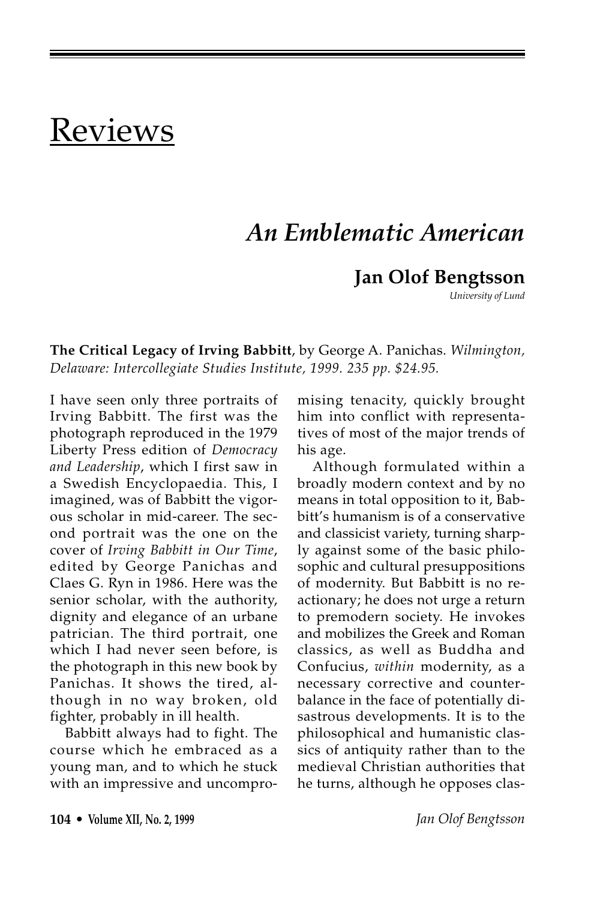# Reviews

## *An Emblematic American*

**Jan Olof Bengtsson**

*University of Lund*

**The Critical Legacy of Irving Babbitt**, by George A. Panichas. *Wilmington, Delaware: Intercollegiate Studies Institute, 1999. 235 pp. $24.95.*

I have seen only three portraits of Irving Babbitt. The first was the photograph reproduced in the 1979 Liberty Press edition of *Democracy and Leadership*, which I first saw in a Swedish Encyclopaedia. This, I imagined, was of Babbitt the vigorous scholar in mid-career. The second portrait was the one on the cover of *Irving Babbitt in Our Time*, edited by George Panichas and Claes G. Ryn in 1986. Here was the senior scholar, with the authority, dignity and elegance of an urbane patrician. The third portrait, one which I had never seen before, is the photograph in this new book by Panichas. It shows the tired, although in no way broken, old fighter, probably in ill health.

Babbitt always had to fight. The course which he embraced as a young man, and to which he stuck with an impressive and uncompromising tenacity, quickly brought him into conflict with representatives of most of the major trends of his age.

Although formulated within a broadly modern context and by no means in total opposition to it, Babbitt's humanism is of a conservative and classicist variety, turning sharply against some of the basic philosophic and cultural presuppositions of modernity. But Babbitt is no reactionary; he does not urge a return to premodern society. He invokes and mobilizes the Greek and Roman classics, as well as Buddha and Confucius, *within* modernity, as a necessary corrective and counterbalance in the face of potentially disastrous developments. It is to the philosophical and humanistic classics of antiquity rather than to the medieval Christian authorities that he turns, although he opposes clas-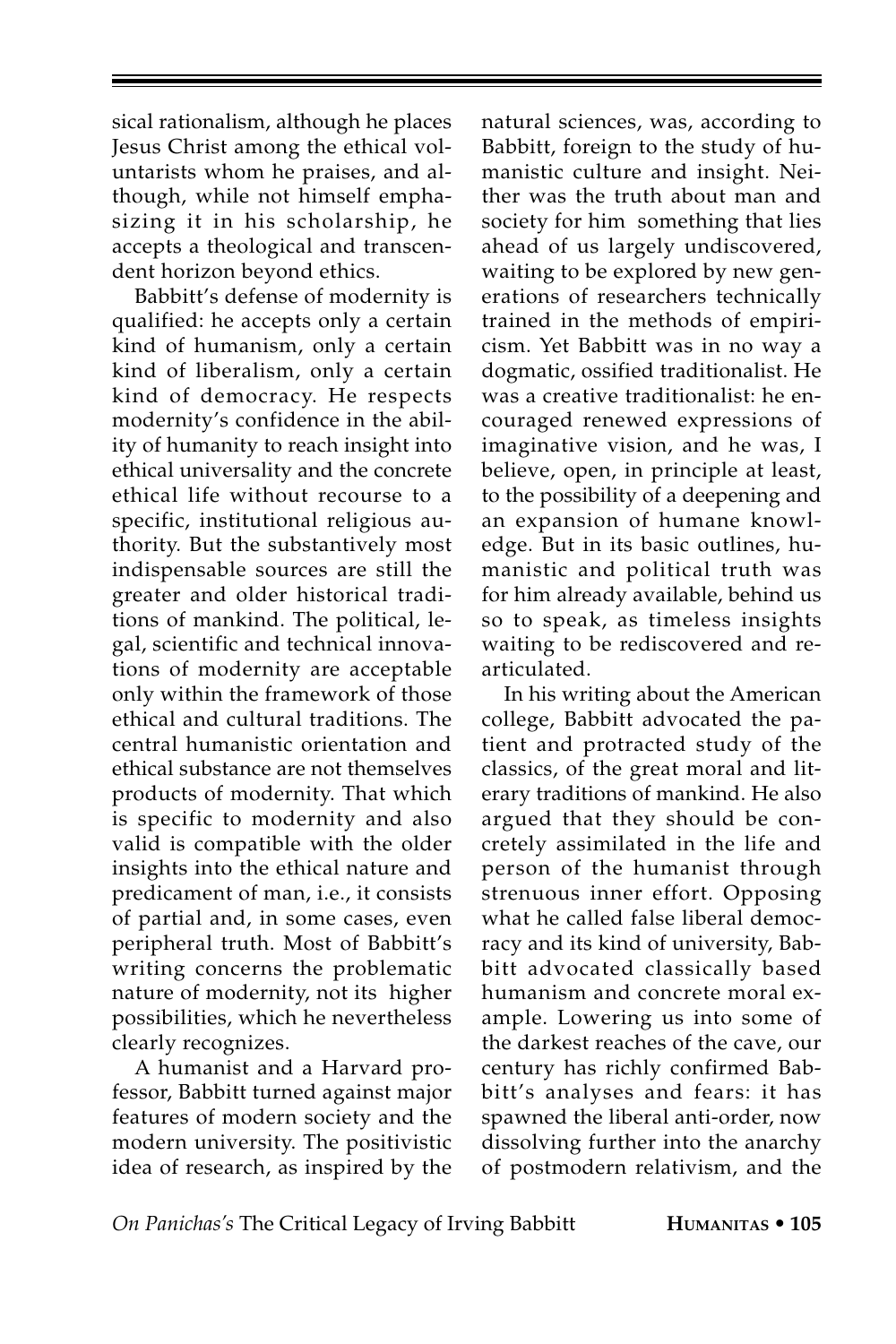sical rationalism, although he places Jesus Christ among the ethical voluntarists whom he praises, and although, while not himself emphasizing it in his scholarship, he accepts a theological and transcendent horizon beyond ethics.

Babbitt's defense of modernity is qualified: he accepts only a certain kind of humanism, only a certain kind of liberalism, only a certain kind of democracy. He respects modernity's confidence in the ability of humanity to reach insight into ethical universality and the concrete ethical life without recourse to a specific, institutional religious authority. But the substantively most indispensable sources are still the greater and older historical traditions of mankind. The political, legal, scientific and technical innovations of modernity are acceptable only within the framework of those ethical and cultural traditions. The central humanistic orientation and ethical substance are not themselves products of modernity. That which is specific to modernity and also valid is compatible with the older insights into the ethical nature and predicament of man, i.e., it consists of partial and, in some cases, even peripheral truth. Most of Babbitt's writing concerns the problematic nature of modernity, not its higher possibilities, which he nevertheless clearly recognizes.

A humanist and a Harvard professor, Babbitt turned against major features of modern society and the modern university. The positivistic idea of research, as inspired by the natural sciences, was, according to Babbitt, foreign to the study of humanistic culture and insight. Neither was the truth about man and society for him something that lies ahead of us largely undiscovered, waiting to be explored by new generations of researchers technically trained in the methods of empiricism. Yet Babbitt was in no way a dogmatic, ossified traditionalist. He was a creative traditionalist: he encouraged renewed expressions of imaginative vision, and he was, I believe, open, in principle at least, to the possibility of a deepening and an expansion of humane knowledge. But in its basic outlines, humanistic and political truth was for him already available, behind us so to speak, as timeless insights waiting to be rediscovered and rearticulated.

In his writing about the American college, Babbitt advocated the patient and protracted study of the classics, of the great moral and literary traditions of mankind. He also argued that they should be concretely assimilated in the life and person of the humanist through strenuous inner effort. Opposing what he called false liberal democracy and its kind of university, Babbitt advocated classically based humanism and concrete moral example. Lowering us into some of the darkest reaches of the cave, our century has richly confirmed Babbitt's analyses and fears: it has spawned the liberal anti-order, now dissolving further into the anarchy of postmodern relativism, and the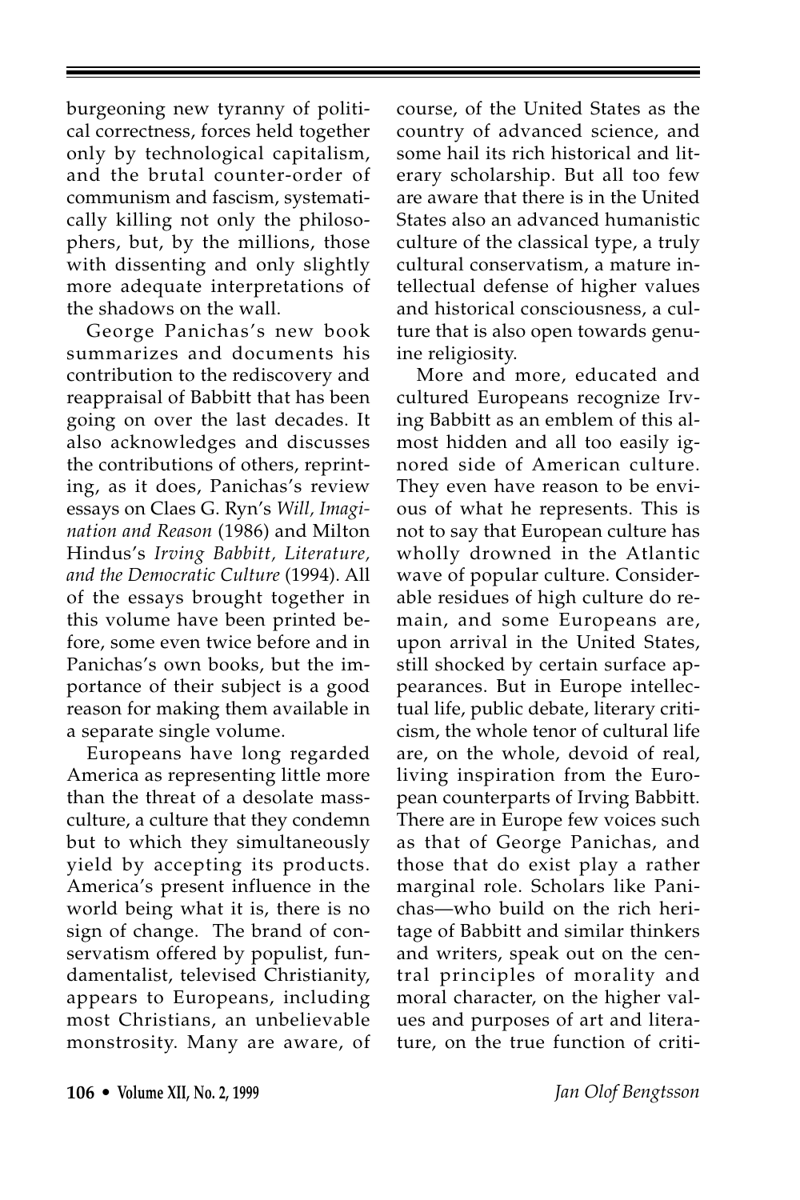burgeoning new tyranny of political correctness, forces held together only by technological capitalism, and the brutal counter-order of communism and fascism, systematically killing not only the philosophers, but, by the millions, those with dissenting and only slightly more adequate interpretations of the shadows on the wall.

George Panichas's new book summarizes and documents his contribution to the rediscovery and reappraisal of Babbitt that has been going on over the last decades. It also acknowledges and discusses the contributions of others, reprinting, as it does, Panichas's review essays on Claes G. Ryn's *Will, Imagination and Reason* (1986) and Milton Hindus's *Irving Babbitt, Literature, and the Democratic Culture* (1994). All of the essays brought together in this volume have been printed before, some even twice before and in Panichas's own books, but the importance of their subject is a good reason for making them available in a separate single volume.

Europeans have long regarded America as representing little more than the threat of a desolate mass-culture, a culture that they condemn but to which they simultaneously yield by accepting its products. America's present influence in the world being what it is, there is no sign of change. The brand of conservatism offered by populist, fundamentalist, televised Christianity, appears to Europeans, including most Christians, an unbelievable monstrosity. Many are aware, of course, of the United States as the country of advanced science, and some hail its rich historical and literary scholarship. But all too few are aware that there is in the United States also an advanced humanistic culture of the classical type, a truly cultural conservatism, a mature intellectual defense of higher values and historical consciousness, a culture that is also open towards genuine religiosity.

More and more, educated and cultured Europeans recognize Irving Babbitt as an emblem of this almost hidden and all too easily ignored side of American culture. They even have reason to be envious of what he represents. This is not to say that European culture has wholly drowned in the Atlantic wave of popular culture. Considerable residues of high culture do remain, and some Europeans are, upon arrival in the United States, still shocked by certain surface appearances. But in Europe intellectual life, public debate, literary criticism, the whole tenor of cultural life are, on the whole, devoid of real, living inspiration from the European counterparts of Irving Babbitt. There are in Europe few voices such as that of George Panichas, and those that do exist play a rather marginal role. Scholars like Panichas—who build on the rich heritage of Babbitt and similar thinkers and writers, speak out on the central principles of morality and moral character, on the higher values and purposes of art and literature, on the true function of criti-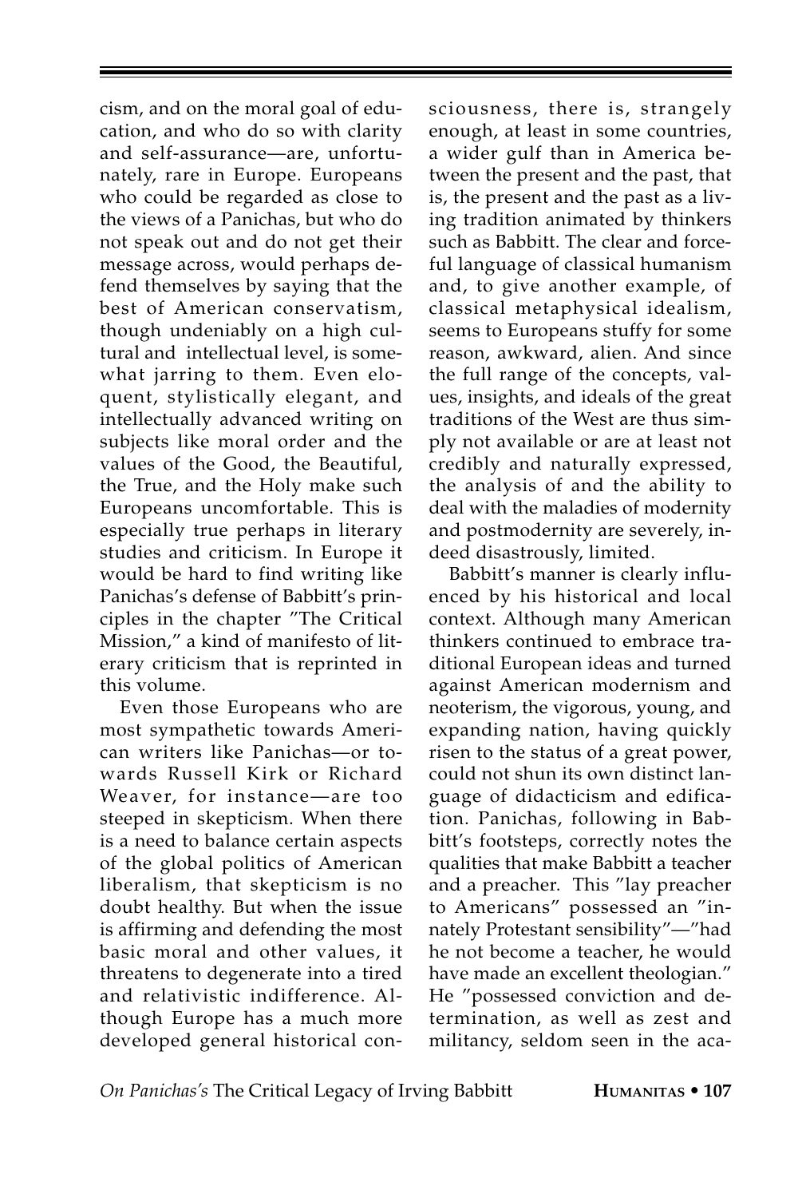cism, and on the moral goal of education, and who do so with clarity and self-assurance—are, unfortunately, rare in Europe. Europeans who could be regarded as close to the views of a Panichas, but who do not speak out and do not get their message across, would perhaps defend themselves by saying that the best of American conservatism, though undeniably on a high cultural and intellectual level, is somewhat jarring to them. Even eloquent, stylistically elegant, and intellectually advanced writing on subjects like moral order and the values of the Good, the Beautiful, the True, and the Holy make such Europeans uncomfortable. This is especially true perhaps in literary studies and criticism. In Europe it would be hard to find writing like Panichas's defense of Babbitt's principles in the chapter "The Critical Mission," a kind of manifesto of literary criticism that is reprinted in this volume.

Even those Europeans who are most sympathetic towards American writers like Panichas—or towards Russell Kirk or Richard Weaver, for instance—are too steeped in skepticism. When there is a need to balance certain aspects of the global politics of American liberalism, that skepticism is no doubt healthy. But when the issue is affirming and defending the most basic moral and other values, it threatens to degenerate into a tired and relativistic indifference. Although Europe has a much more developed general historical consciousness, there is, strangely enough, at least in some countries, a wider gulf than in America between the present and the past, that is, the present and the past as a living tradition animated by thinkers such as Babbitt. The clear and forceful language of classical humanism and, to give another example, of classical metaphysical idealism, seems to Europeans stuffy for some reason, awkward, alien. And since the full range of the concepts, values, insights, and ideals of the great traditions of the West are thus simply not available or are at least not credibly and naturally expressed, the analysis of and the ability to deal with the maladies of modernity and postmodernity are severely, indeed disastrously, limited.

Babbitt's manner is clearly influenced by his historical and local context. Although many American thinkers continued to embrace traditional European ideas and turned against American modernism and neoterism, the vigorous, young, and expanding nation, having quickly risen to the status of a great power, could not shun its own distinct language of didacticism and edification. Panichas, following in Babbitt's footsteps, correctly notes the qualities that make Babbitt a teacher and a preacher. This "lay preacher to Americans" possessed an "innately Protestant sensibility"—"had he not become a teacher, he would have made an excellent theologian." He "possessed conviction and determination, as well as zest and militancy, seldom seen in the aca-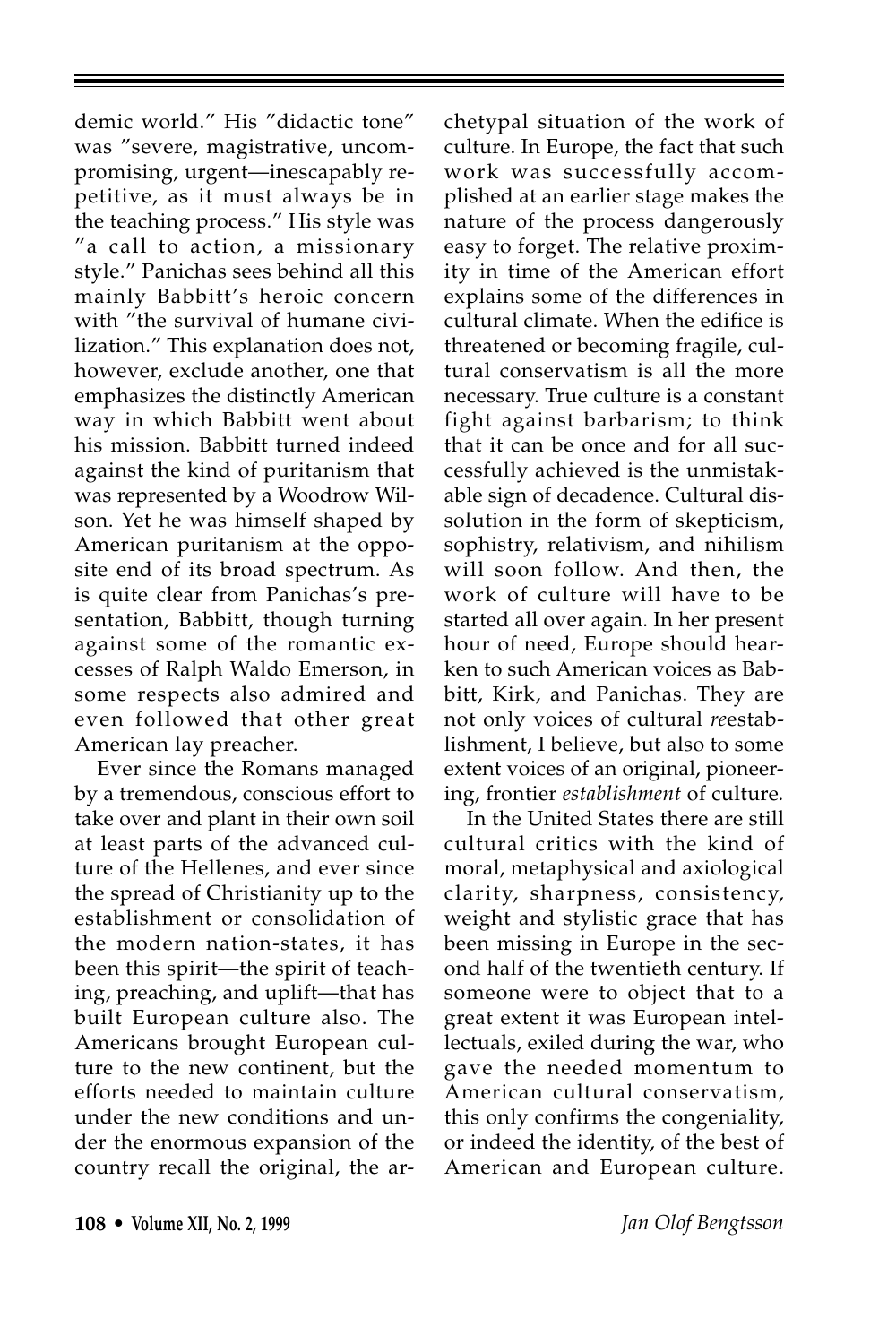demic world." His "didactic tone" was "severe, magistrative, uncompromising, urgent—inescapably repetitive, as it must always be in the teaching process." His style was "a call to action, a missionary style." Panichas sees behind all this mainly Babbitt's heroic concern with "the survival of humane civilization." This explanation does not, however, exclude another, one that emphasizes the distinctly American way in which Babbitt went about his mission. Babbitt turned indeed against the kind of puritanism that was represented by a Woodrow Wilson. Yet he was himself shaped by American puritanism at the opposite end of its broad spectrum. As is quite clear from Panichas's presentation, Babbitt, though turning against some of the romantic excesses of Ralph Waldo Emerson, in some respects also admired and even followed that other great American lay preacher.

Ever since the Romans managed by a tremendous, conscious effort to take over and plant in their own soil at least parts of the advanced culture of the Hellenes, and ever since the spread of Christianity up to the establishment or consolidation of the modern nation-states, it has been this spirit—the spirit of teaching, preaching, and uplift—that has built European culture also. The Americans brought European culture to the new continent, but the efforts needed to maintain culture under the new conditions and under the enormous expansion of the country recall the original, the archetypal situation of the work of culture. In Europe, the fact that such work was successfully accomplished at an earlier stage makes the nature of the process dangerously easy to forget. The relative proximity in time of the American effort explains some of the differences in cultural climate. When the edifice is threatened or becoming fragile, cultural conservatism is all the more necessary. True culture is a constant fight against barbarism; to think that it can be once and for all successfully achieved is the unmistakable sign of decadence. Cultural dissolution in the form of skepticism, sophistry, relativism, and nihilism will soon follow. And then, the work of culture will have to be started all over again. In her present hour of need, Europe should hearken to such American voices as Babbitt, Kirk, and Panichas. They are not only voices of cultural *re*establishment, I believe, but also to some extent voices of an original, pioneering, frontier *establishment* of culture.

In the United States there are still cultural critics with the kind of moral, metaphysical and axiological clarity, sharpness, consistency, weight and stylistic grace that has been missing in Europe in the second half of the twentieth century. If someone were to object that to a great extent it was European intellectuals, exiled during the war, who gave the needed momentum to American cultural conservatism, this only confirms the congeniality, or indeed the identity, of the best of American and European culture.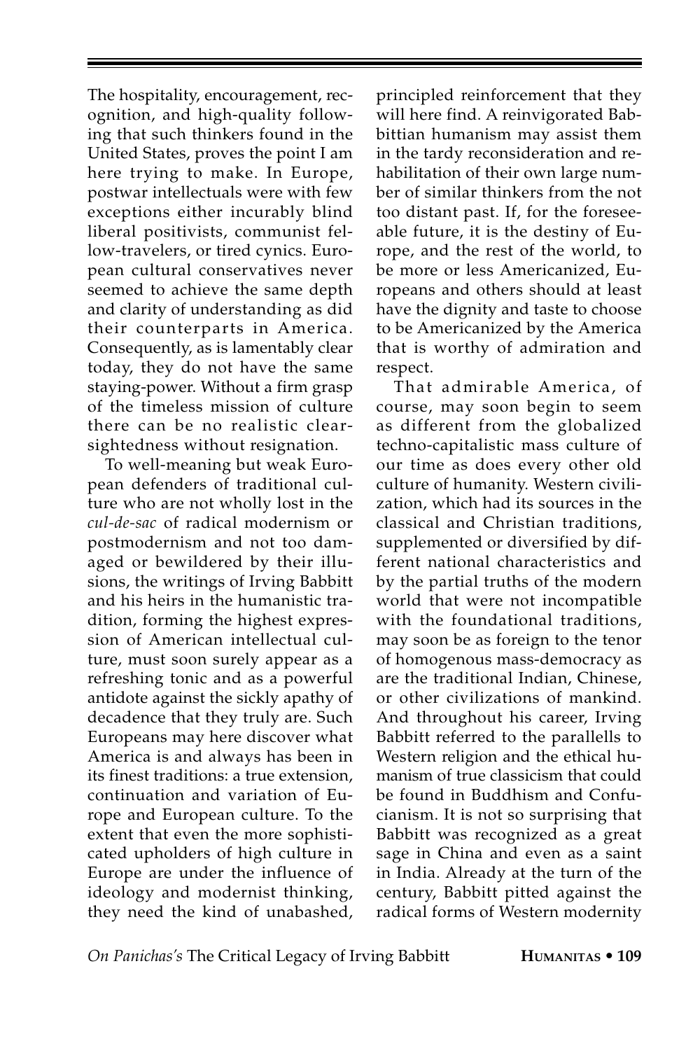The hospitality, encouragement, recognition, and high-quality following that such thinkers found in the United States, proves the point I am here trying to make. In Europe, postwar intellectuals were with few exceptions either incurably blind liberal positivists, communist fellow-travelers, or tired cynics. European cultural conservatives never seemed to achieve the same depth and clarity of understanding as did their counterparts in America. Consequently, as is lamentably clear today, they do not have the same staying-power. Without a firm grasp of the timeless mission of culture there can be no realistic clear-sightedness without resignation.

To well-meaning but weak European defenders of traditional culture who are not wholly lost in the *cul-de-sac* of radical modernism or postmodernism and not too damaged or bewildered by their illusions, the writings of Irving Babbitt and his heirs in the humanistic tradition, forming the highest expression of American intellectual culture, must soon surely appear as a refreshing tonic and as a powerful antidote against the sickly apathy of decadence that they truly are. Such Europeans may here discover what America is and always has been in its finest traditions: a true extension, continuation and variation of Europe and European culture. To the extent that even the more sophisticated upholders of high culture in Europe are under the influence of ideology and modernist thinking, they need the kind of unabashed, principled reinforcement that they will here find. A reinvigorated Babbittian humanism may assist them in the tardy reconsideration and rehabilitation of their own large number of similar thinkers from the not too distant past. If, for the foreseeable future, it is the destiny of Europe, and the rest of the world, to be more or less Americanized, Europeans and others should at least have the dignity and taste to choose to be Americanized by the America that is worthy of admiration and respect.

That admirable America, of course, may soon begin to seem as different from the globalized techno-capitalistic mass culture of our time as does every other old culture of humanity. Western civilization, which had its sources in the classical and Christian traditions, supplemented or diversified by different national characteristics and by the partial truths of the modern world that were not incompatible with the foundational traditions, may soon be as foreign to the tenor of homogenous mass-democracy as are the traditional Indian, Chinese, or other civilizations of mankind. And throughout his career, Irving Babbitt referred to the parallells to Western religion and the ethical humanism of true classicism that could be found in Buddhism and Confucianism. It is not so surprising that Babbitt was recognized as a great sage in China and even as a saint in India. Already at the turn of the century, Babbitt pitted against the radical forms of Western modernity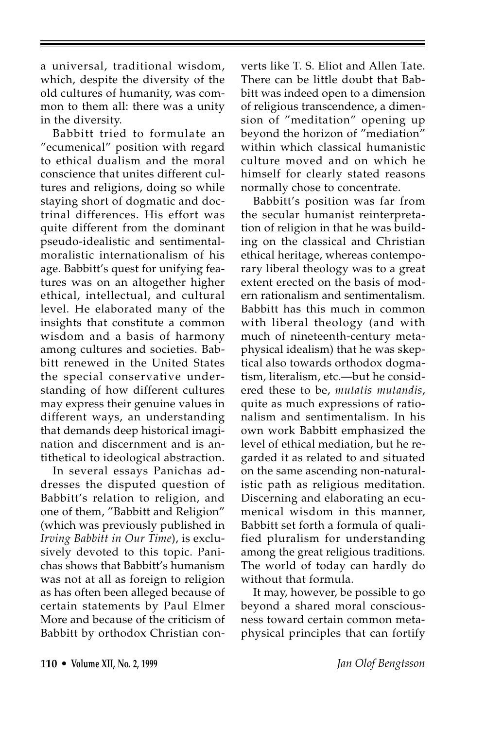a universal, traditional wisdom, which, despite the diversity of the old cultures of humanity, was common to them all: there was a unity in the diversity.

Babbitt tried to formulate an "ecumenical" position with regard to ethical dualism and the moral conscience that unites different cultures and religions, doing so while staying short of dogmatic and doctrinal differences. His effort was quite different from the dominant pseudo-idealistic and sentimental-moralistic internationalism of his age. Babbitt's quest for unifying features was on an altogether higher ethical, intellectual, and cultural level. He elaborated many of the insights that constitute a common wisdom and a basis of harmony among cultures and societies. Babbitt renewed in the United States the special conservative understanding of how different cultures may express their genuine values in different ways, an understanding that demands deep historical imagination and discernment and is antithetical to ideological abstraction.

In several essays Panichas addresses the disputed question of Babbitt's relation to religion, and one of them, "Babbitt and Religion" (which was previously published in *Irving Babbitt in Our Time*), is exclusively devoted to this topic. Panichas shows that Babbitt's humanism was not at all as foreign to religion as has often been alleged because of certain statements by Paul Elmer More and because of the criticism of Babbitt by orthodox Christian converts like T. S. Eliot and Allen Tate. There can be little doubt that Babbitt was indeed open to a dimension of religious transcendence, a dimension of "meditation" opening up beyond the horizon of "mediation" within which classical humanistic culture moved and on which he himself for clearly stated reasons normally chose to concentrate.

Babbitt's position was far from the secular humanist reinterpretation of religion in that he was building on the classical and Christian ethical heritage, whereas contemporary liberal theology was to a great extent erected on the basis of modern rationalism and sentimentalism. Babbitt has this much in common with liberal theology (and with much of nineteenth-century metaphysical idealism) that he was skeptical also towards orthodox dogmatism, literalism, etc.—but he considered these to be, *mutatis mutandis*, quite as much expressions of rationalism and sentimentalism. In his own work Babbitt emphasized the level of ethical mediation, but he regarded it as related to and situated on the same ascending non-naturalistic path as religious meditation. Discerning and elaborating an ecumenical wisdom in this manner, Babbitt set forth a formula of qualified pluralism for understanding among the great religious traditions. The world of today can hardly do without that formula.

It may, however, be possible to go beyond a shared moral consciousness toward certain common metaphysical principles that can fortify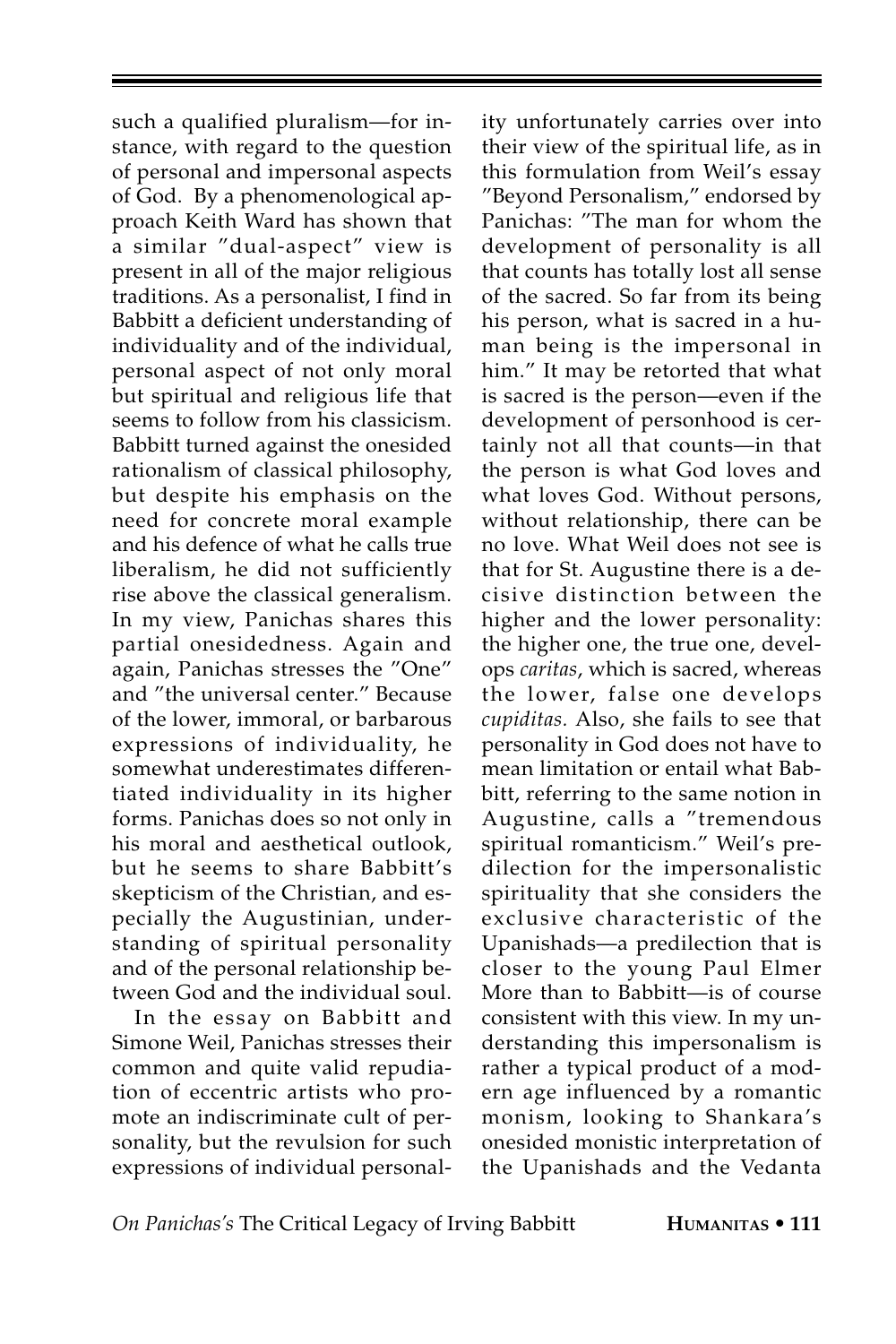such a qualified pluralism—for instance, with regard to the question of personal and impersonal aspects of God. By a phenomenological approach Keith Ward has shown that a similar "dual-aspect" view is present in all of the major religious traditions. As a personalist, I find in Babbitt a deficient understanding of individuality and of the individual, personal aspect of not only moral but spiritual and religious life that seems to follow from his classicism. Babbitt turned against the onesided rationalism of classical philosophy, but despite his emphasis on the need for concrete moral example and his defence of what he calls true liberalism, he did not sufficiently rise above the classical generalism. In my view, Panichas shares this partial onesidedness. Again and again, Panichas stresses the "One" and "the universal center." Because of the lower, immoral, or barbarous expressions of individuality, he somewhat underestimates differentiated individuality in its higher forms. Panichas does so not only in his moral and aesthetical outlook, but he seems to share Babbitt's skepticism of the Christian, and especially the Augustinian, understanding of spiritual personality and of the personal relationship between God and the individual soul.

In the essay on Babbitt and Simone Weil, Panichas stresses their common and quite valid repudiation of eccentric artists who promote an indiscriminate cult of personality, but the revulsion for such expressions of individual personality unfortunately carries over into their view of the spiritual life, as in this formulation from Weil's essay "Beyond Personalism," endorsed by Panichas: "The man for whom the development of personality is all that counts has totally lost all sense of the sacred. So far from its being his person, what is sacred in a human being is the impersonal in him." It may be retorted that what is sacred is the person—even if the development of personhood is certainly not all that counts—in that the person is what God loves and what loves God. Without persons, without relationship, there can be no love. What Weil does not see is that for St. Augustine there is a decisive distinction between the higher and the lower personality: the higher one, the true one, develops *caritas*, which is sacred, whereas the lower, false one develops *cupiditas*. Also, she fails to see that personality in God does not have to mean limitation or entail what Babbitt, referring to the same notion in Augustine, calls a "tremendous spiritual romanticism." Weil's predilection for the impersonalistic spirituality that she considers the exclusive characteristic of the Upanishads—a predilection that is closer to the young Paul Elmer More than to Babbitt—is of course consistent with this view. In my understanding this impersonalism is rather a typical product of a modern age influenced by a romantic monism, looking to Shankara's onesided monistic interpretation of the Upanishads and the Vedanta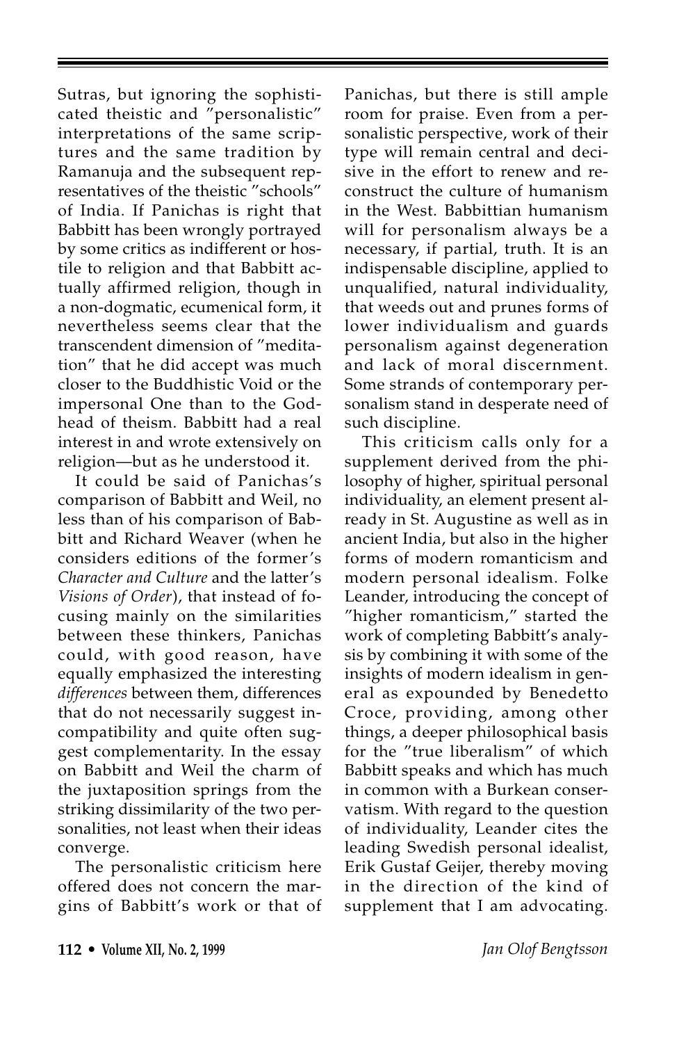Sutras, but ignoring the sophisticated theistic and "personalistic" interpretations of the same scriptures and the same tradition by Ramanuja and the subsequent representatives of the theistic "schools" of India. If Panichas is right that Babbitt has been wrongly portrayed by some critics as indifferent or hostile to religion and that Babbitt actually affirmed religion, though in a non-dogmatic, ecumenical form, it nevertheless seems clear that the transcendent dimension of "meditation" that he did accept was much closer to the Buddhistic Void or the impersonal One than to the Godhead of theism. Babbitt had a real interest in and wrote extensively on religion—but as he understood it.

It could be said of Panichas's comparison of Babbitt and Weil, no less than of his comparison of Babbitt and Richard Weaver (when he considers editions of the former's *Character and Culture* and the latter's *Visions of Order*), that instead of focusing mainly on the similarities between these thinkers, Panichas could, with good reason, have equally emphasized the interesting *differences* between them, differences that do not necessarily suggest incompatibility and quite often suggest complementarity. In the essay on Babbitt and Weil the charm of the juxtaposition springs from the striking dissimilarity of the two personalities, not least when their ideas converge.

The personalistic criticism here offered does not concern the margins of Babbitt's work or that of Panichas, but there is still ample room for praise. Even from a personalistic perspective, work of their type will remain central and decisive in the effort to renew and reconstruct the culture of humanism in the West. Babbittian humanism will for personalism always be a necessary, if partial, truth. It is an indispensable discipline, applied to unqualified, natural individuality, that weeds out and prunes forms of lower individualism and guards personalism against degeneration and lack of moral discernment. Some strands of contemporary personalism stand in desperate need of such discipline.

This criticism calls only for a supplement derived from the philosophy of higher, spiritual personal individuality, an element present already in St. Augustine as well as in ancient India, but also in the higher forms of modern romanticism and modern personal idealism. Folke Leander, introducing the concept of "higher romanticism," started the work of completing Babbitt's analysis by combining it with some of the insights of modern idealism in general as expounded by Benedetto Croce, providing, among other things, a deeper philosophical basis for the "true liberalism" of which Babbitt speaks and which has much in common with a Burkean conservatism. With regard to the question of individuality, Leander cites the leading Swedish personal idealist, Erik Gustaf Geijer, thereby moving in the direction of the kind of supplement that I am advocating.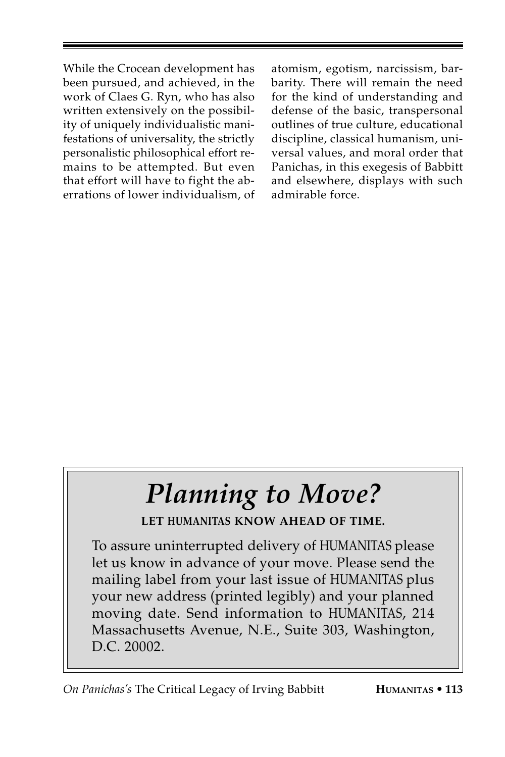While the Crocean development has been pursued, and achieved, in the work of Claes G. Ryn, who has also written extensively on the possibility of uniquely individualistic manifestations of universality, the strictly personalistic philosophical effort remains to be attempted. But even that effort will have to fight the aberrations of lower individualism, of atomism, egotism, narcissism, barbarity. There will remain the need for the kind of understanding and defense of the basic, transpersonal outlines of true culture, educational discipline, classical humanism, universal values, and moral order that Panichas, in this exegesis of Babbitt and elsewhere, displays with such admirable force.

# *Planning to Move?*

**LET HUMANITAS KNOW AHEAD OF TIME.**

To assure uninterrupted delivery of HUMANITAS please let us know in advance of your move. Please send the mailing label from your last issue of HUMANITAS plus your new address (printed legibly) and your planned moving date. Send information to HUMANITAS, 214 Massachusetts Avenue, N.E., Suite 303, Washington, D.C. 20002.